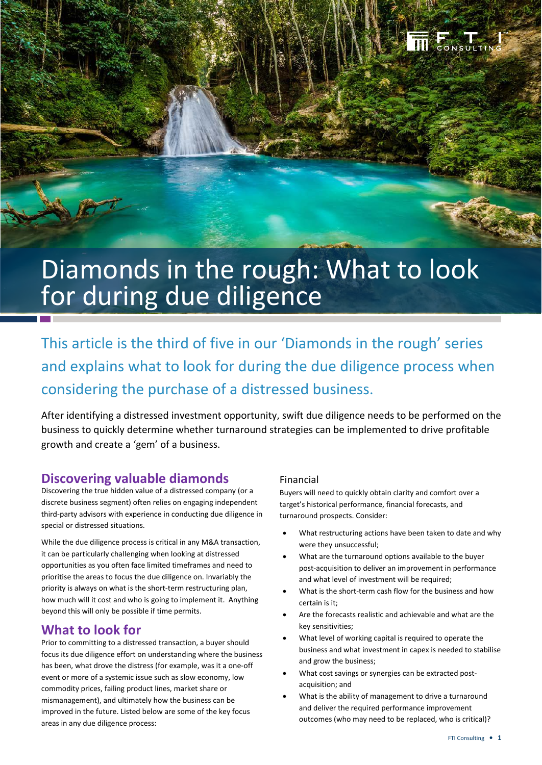# Diamonds in the rough: What to look for during due diligence

This article is the third of five in our 'Diamonds in the rough' series and explains what to look for during the due diligence process when considering the purchase of a distressed business.

After identifying a distressed investment opportunity, swift due diligence needs to be performed on the business to quickly determine whether turnaround strategies can be implemented to drive profitable growth and create a 'gem' of a business.

## Discovering valuable diamonds

Discovering the true hidden value of a distressed company (or a discrete business segment) often relies on engaging independent third-party advisors with experience in conducting due diligence in special or distressed situations.

While the due diligence process is critical in any M&A transaction, it can be particularly challenging when looking at distressed opportunities as you often face limited timeframes and need to prioritise the areas to focus the due diligence on. Invariably the priority is always on what is the short-term restructuring plan, how much will it cost and who is going to implement it. Anything beyond this will only be possible if time permits.

## What to look for

Prior to committing to a distressed transaction, a buyer should focus its due diligence effort on understanding where the business has been, what drove the distress (for example, was it a one-off event or more of a systemic issue such as slow economy, low commodity prices, failing product lines, market share or mismanagement), and ultimately how the business can be improved in the future. Listed below are some of the key focus areas in any due diligence process:

### Financial

Buyers will need to quickly obtain clarity and comfort over a target's historical performance, financial forecasts, and turnaround prospects. Consider:

- What restructuring actions have been taken to date and why were they unsuccessful;
- What are the turnaround options available to the buyer post-acquisition to deliver an improvement in performance and what level of investment will be required;
- What is the short-term cash flow for the business and how certain is it;
- Are the forecasts realistic and achievable and what are the key sensitivities;
- What level of working capital is required to operate the business and what investment in capex is needed to stabilise and grow the business;
- What cost savings or synergies can be extracted post-acquisition; and
- What is the ability of management to drive a turnaround and deliver the required performance improvement outcomes (who may need to be replaced, who is critical)?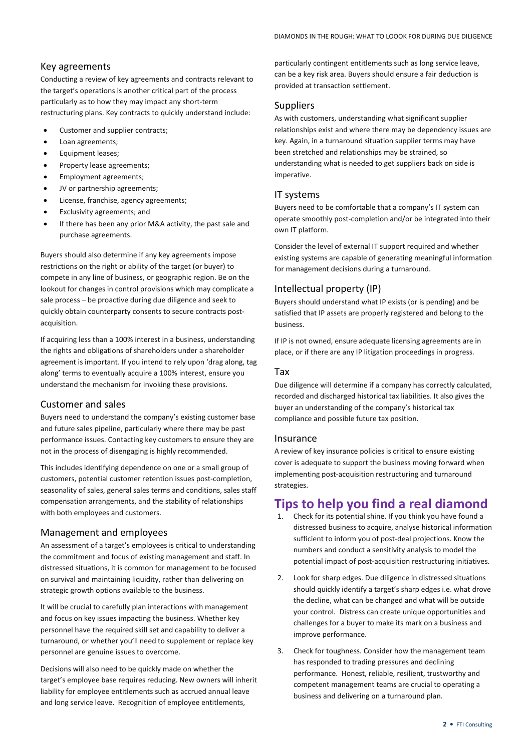## Key agreements

Conducting a review of key agreements and contracts relevant to the target's operations is another critical part of the process particularly as to how they may impact any short-term restructuring plans. Key contracts to quickly understand include:

- Customer and supplier contracts;
- Loan agreements;
- Equipment leases;
- Property lease agreements;
- Employment agreements;
- JV or partnership agreements;
- License, franchise, agency agreements;
- Exclusivity agreements; and
- If there has been any prior M&A activity, the past sale and purchase agreements.

Buyers should also determine if any key agreements impose restrictions on the right or ability of the target (or buyer) to compete in any line of business, or geographic region. Be on the lookout for changes in control provisions which may complicate a sale process – be proactive during due diligence and seek to quickly obtain counterparty consents to secure contracts post-acquisition.

If acquiring less than a 100% interest in a business, understanding the rights and obligations of shareholders under a shareholder agreement is important. If you intend to rely upon 'drag along, tag along' terms to eventually acquire a 100% interest, ensure you understand the mechanism for invoking these provisions.

## Customer and sales

Buyers need to understand the company's existing customer base and future sales pipeline, particularly where there may be past performance issues. Contacting key customers to ensure they are not in the process of disengaging is highly recommended.

This includes identifying dependence on one or a small group of customers, potential customer retention issues post-completion, seasonality of sales, general sales terms and conditions, sales staff compensation arrangements, and the stability of relationships with both employees and customers.

## Management and employees

An assessment of a target's employees is critical to understanding the commitment and focus of existing management and staff. In distressed situations, it is common for management to be focused on survival and maintaining liquidity, rather than delivering on strategic growth options available to the business.

It will be crucial to carefully plan interactions with management and focus on key issues impacting the business. Whether key personnel have the required skill set and capability to deliver a turnaround, or whether you'll need to supplement or replace key personnel are genuine issues to overcome.

Decisions will also need to be quickly made on whether the target's employee base requires reducing. New owners will inherit liability for employee entitlements such as accrued annual leave and long service leave. Recognition of employee entitlements, particularly contingent entitlements such as long service leave, can be a key risk area. Buyers should ensure a fair deduction is provided at transaction settlement.

## Suppliers

As with customers, understanding what significant supplier relationships exist and where there may be dependency issues are key. Again, in a turnaround situation supplier terms may have been stretched and relationships may be strained, so understanding what is needed to get suppliers back on side is imperative.

## IT systems

Buyers need to be comfortable that a company's IT system can operate smoothly post-completion and/or be integrated into their own IT platform.

Consider the level of external IT support required and whether existing systems are capable of generating meaningful information for management decisions during a turnaround.

## Intellectual property (IP)

Buyers should understand what IP exists (or is pending) and be satisfied that IP assets are properly registered and belong to the business.

If IP is not owned, ensure adequate licensing agreements are in place, or if there are any IP litigation proceedings in progress.

## Tax

Due diligence will determine if a company has correctly calculated, recorded and discharged historical tax liabilities. It also gives the buyer an understanding of the company's historical tax compliance and possible future tax position.

## Insurance

A review of key insurance policies is critical to ensure existing cover is adequate to support the business moving forward when implementing post-acquisition restructuring and turnaround strategies.

# Tips to help you find a real diamond

1. Check for its potential shine. If you think you have found a distressed business to acquire, analyse historical information sufficient to inform you of post-deal projections. Know the numbers and conduct a sensitivity analysis to model the potential impact of post-acquisition restructuring initiatives.

2. Look for sharp edges. Due diligence in distressed situations should quickly identify a target's sharp edges i.e. what drove the decline, what can be changed and what will be outside your control. Distress can create unique opportunities and challenges for a buyer to make its mark on a business and improve performance.

3. Check for toughness. Consider how the management team has responded to trading pressures and declining performance. Honest, reliable, resilient, trustworthy and competent management teams are crucial to operating a business and delivering on a turnaround plan.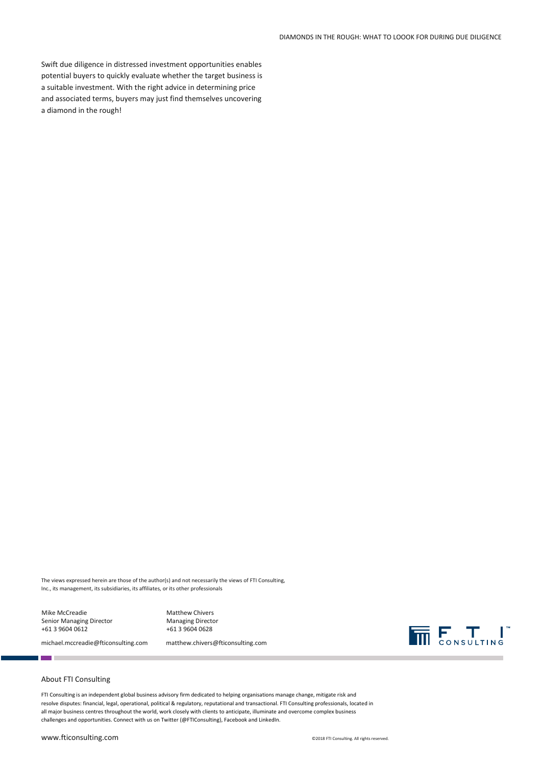Swift due diligence in distressed investment opportunities enables potential buyers to quickly evaluate whether the target business is a suitable investment. With the right advice in determining price and associated terms, buyers may just find themselves uncovering a diamond in the rough!

The views expressed herein are those of the author(s) and not necessarily the views of FTI Consulting, Inc., its management, its subsidiaries, its affiliates, or its other professionals

Mike McCreadie
Senior Managing Director
+61 3 9604 0612
michael.mccreadie@fticonsulting.com

Matthew Chivers
Managing Director
+61 3 9604 0628
matthew.chivers@fticonsulting.com

## About FTI Consulting

FTI Consulting is an independent global business advisory firm dedicated to helping organisations manage change, mitigate risk and resolve disputes: financial, legal, operational, political & regulatory, reputational and transactional. FTI Consulting professionals, located in all major business centres throughout the world, work closely with clients to anticipate, illuminate and overcome complex business challenges and opportunities. Connect with us on Twitter (@FTIConsulting), Facebook and LinkedIn.

www.fticonsulting.com

©2018 FTI Consulting. All rights reserved.